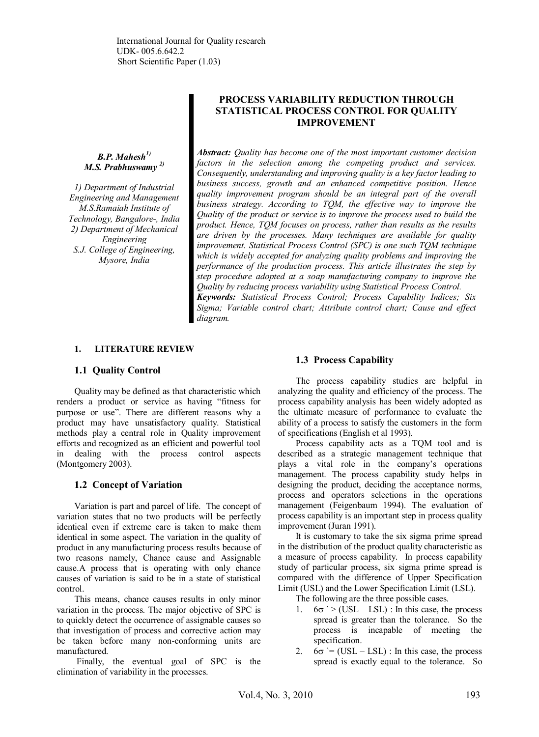International Journal for Quality research
UDK- 005.6.642.2
Short Scientific Paper (1.03)

# PROCESS VARIABILITY REDUCTION THROUGH STATISTICAL PROCESS CONTROL FOR QUALITY IMPROVEMENT

***B.P. Mahesh[1]***
***M.S. Prabhuswamy [2]***

*1) Department of Industrial Engineering and Management M.S.Ramaiah Institute of Technology, Bangalore-, India*
*2) Department of Mechanical Engineering S.J. College of Engineering, Mysore, India*

***Abstract:*** *Quality has become one of the most important customer decision factors in the selection among the competing product and services. Consequently, understanding and improving quality is a key factor leading to business success, growth and an enhanced competitive position. Hence quality improvement program should be an integral part of the overall business strategy. According to TQM, the effective way to improve the Quality of the product or service is to improve the process used to build the product. Hence, TQM focuses on process, rather than results as the results are driven by the processes. Many techniques are available for quality improvement. Statistical Process Control (SPC) is one such TQM technique which is widely accepted for analyzing quality problems and improving the performance of the production process. This article illustrates the step by step procedure adopted at a soap manufacturing company to improve the Quality by reducing process variability using Statistical Process Control.*

***Keywords:*** *Statistical Process Control; Process Capability Indices; Six Sigma; Variable control chart; Attribute control chart; Cause and effect diagram.*

## 1. LITERATURE REVIEW

### 1.1 Quality Control

Quality may be defined as that characteristic which renders a product or service as having "fitness for purpose or use". There are different reasons why a product may have unsatisfactory quality. Statistical methods play a central role in Quality improvement efforts and recognized as an efficient and powerful tool in dealing with the process control aspects (Montgomery 2003).

### 1.2 Concept of Variation

Variation is part and parcel of life. The concept of variation states that no two products will be perfectly identical even if extreme care is taken to make them identical in some aspect. The variation in the quality of product in any manufacturing process results because of two reasons namely, Chance cause and Assignable cause.A process that is operating with only chance causes of variation is said to be in a state of statistical control.

This means, chance causes results in only minor variation in the process. The major objective of SPC is to quickly detect the occurrence of assignable causes so that investigation of process and corrective action may be taken before many non-conforming units are manufactured.

Finally, the eventual goal of SPC is the elimination of variability in the processes.

### 1.3 Process Capability

The process capability studies are helpful in analyzing the quality and efficiency of the process. The process capability analysis has been widely adopted as the ultimate measure of performance to evaluate the ability of a process to satisfy the customers in the form of specifications (English et al 1993).

Process capability acts as a TQM tool and is described as a strategic management technique that plays a vital role in the company's operations management. The process capability study helps in designing the product, deciding the acceptance norms, process and operators selections in the operations management (Feigenbaum 1994). The evaluation of process capability is an important step in process quality improvement (Juran 1991).

It is customary to take the six sigma prime spread in the distribution of the product quality characteristic as a measure of process capability. In process capability study of particular process, six sigma prime spread is compared with the difference of Upper Specification Limit (USL) and the Lower Specification Limit (LSL).

The following are the three possible cases.

1. $6\sigma' > (USL - LSL)$ : In this case, the process spread is greater than the tolerance. So the process is incapable of meeting the specification.
2. $6\sigma' = (USL - LSL)$ : In this case, the process spread is exactly equal to the tolerance. So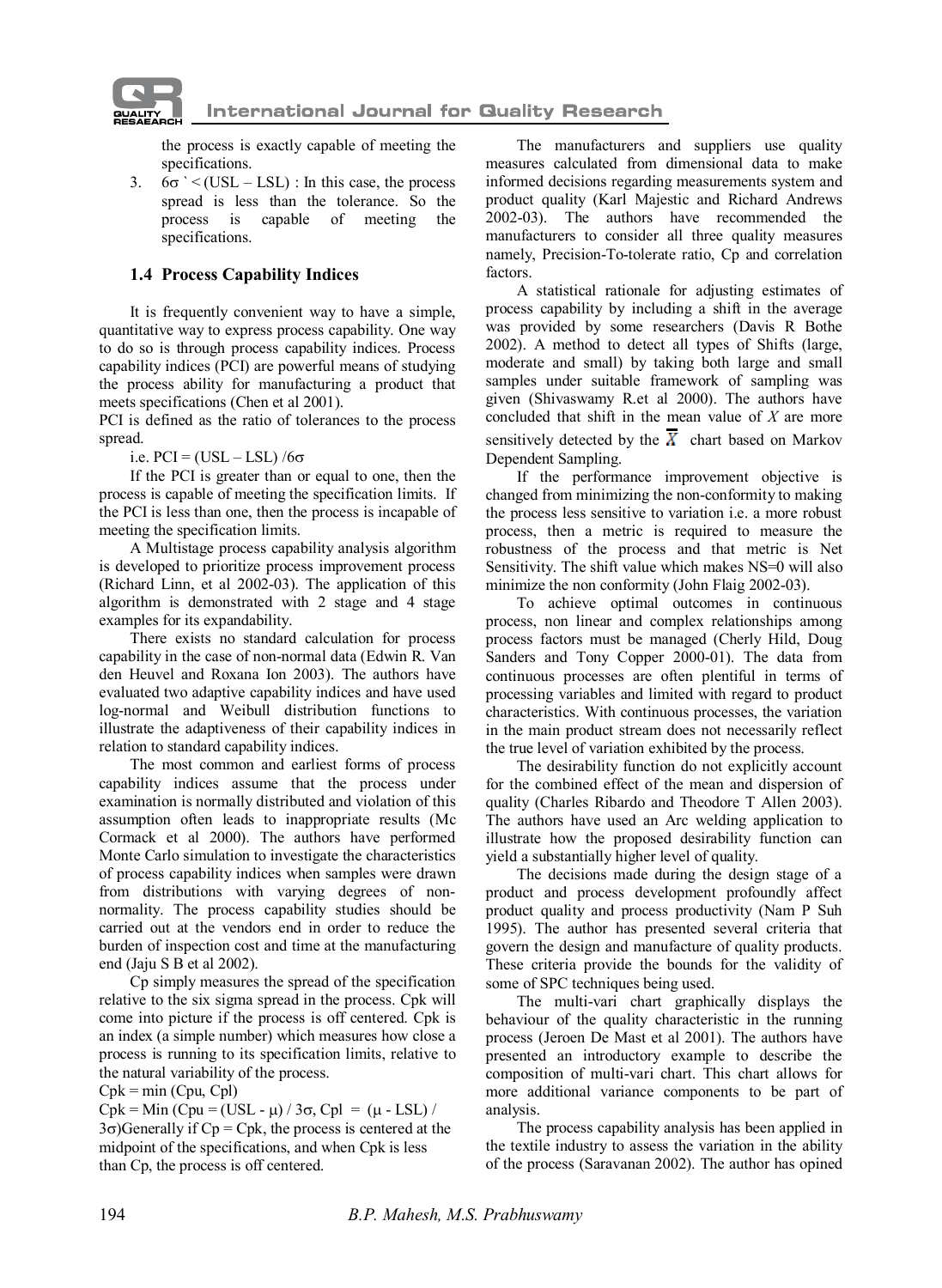the process is exactly capable of meeting the specifications.

3. $6\sigma$ ` < (USL – LSL) : In this case, the process spread is less than the tolerance. So the process is capable of meeting the specifications.

### 1.4 Process Capability Indices

It is frequently convenient way to have a simple, quantitative way to express process capability. One way to do so is through process capability indices. Process capability indices (PCI) are powerful means of studying the process ability for manufacturing a product that meets specifications (Chen et al 2001).

PCI is defined as the ratio of tolerances to the process spread.

i.e. PCI = (USL – LSL) /$6\sigma$

If the PCI is greater than or equal to one, then the process is capable of meeting the specification limits. If the PCI is less than one, then the process is incapable of meeting the specification limits.

A Multistage process capability analysis algorithm is developed to prioritize process improvement process (Richard Linn, et al 2002-03). The application of this algorithm is demonstrated with 2 stage and 4 stage examples for its expandability.

There exists no standard calculation for process capability in the case of non-normal data (Edwin R. Van den Heuvel and Roxana Ion 2003). The authors have evaluated two adaptive capability indices and have used log-normal and Weibull distribution functions to illustrate the adaptiveness of their capability indices in relation to standard capability indices.

The most common and earliest forms of process capability indices assume that the process under examination is normally distributed and violation of this assumption often leads to inappropriate results (Mc Cormack et al 2000). The authors have performed Monte Carlo simulation to investigate the characteristics of process capability indices when samples were drawn from distributions with varying degrees of non-normality. The process capability studies should be carried out at the vendors end in order to reduce the burden of inspection cost and time at the manufacturing end (Jaju S B et al 2002).

Cp simply measures the spread of the specification relative to the six sigma spread in the process. Cpk will come into picture if the process is off centered. Cpk is an index (a simple number) which measures how close a process is running to its specification limits, relative to the natural variability of the process.

Cpk = min (Cpu, Cpl)

Cpk = Min (Cpu = (USL - $\mu$) / $3\sigma$, Cpl = ($\mu$ - LSL) / $3\sigma$)Generally if Cp = Cpk, the process is centered at the midpoint of the specifications, and when Cpk is less than Cp, the process is off centered.

The manufacturers and suppliers use quality measures calculated from dimensional data to make informed decisions regarding measurements system and product quality (Karl Majestic and Richard Andrews 2002-03). The authors have recommended the manufacturers to consider all three quality measures namely, Precision-To-tolerate ratio, Cp and correlation factors.

A statistical rationale for adjusting estimates of process capability by including a shift in the average was provided by some researchers (Davis R Bothe 2002). A method to detect all types of Shifts (large, moderate and small) by taking both large and small samples under suitable framework of sampling was given (Shivaswamy R.et al 2000). The authors have concluded that shift in the mean value of *X* are more sensitively detected by the $\overline{\overline{X}}$ chart based on Markov Dependent Sampling.

If the performance improvement objective is changed from minimizing the non-conformity to making the process less sensitive to variation i.e. a more robust process, then a metric is required to measure the robustness of the process and that metric is Net Sensitivity. The shift value which makes NS=0 will also minimize the non conformity (John Flaig 2002-03).

To achieve optimal outcomes in continuous process, non linear and complex relationships among process factors must be managed (Cherly Hild, Doug Sanders and Tony Copper 2000-01). The data from continuous processes are often plentiful in terms of processing variables and limited with regard to product characteristics. With continuous processes, the variation in the main product stream does not necessarily reflect the true level of variation exhibited by the process.

The desirability function do not explicitly account for the combined effect of the mean and dispersion of quality (Charles Ribardo and Theodore T Allen 2003). The authors have used an Arc welding application to illustrate how the proposed desirability function can yield a substantially higher level of quality.

The decisions made during the design stage of a product and process development profoundly affect product quality and process productivity (Nam P Suh 1995). The author has presented several criteria that govern the design and manufacture of quality products. These criteria provide the bounds for the validity of some of SPC techniques being used.

The multi-vari chart graphically displays the behaviour of the quality characteristic in the running process (Jeroen De Mast et al 2001). The authors have presented an introductory example to describe the composition of multi-vari chart. This chart allows for more additional variance components to be part of analysis.

The process capability analysis has been applied in the textile industry to assess the variation in the ability of the process (Saravanan 2002). The author has opined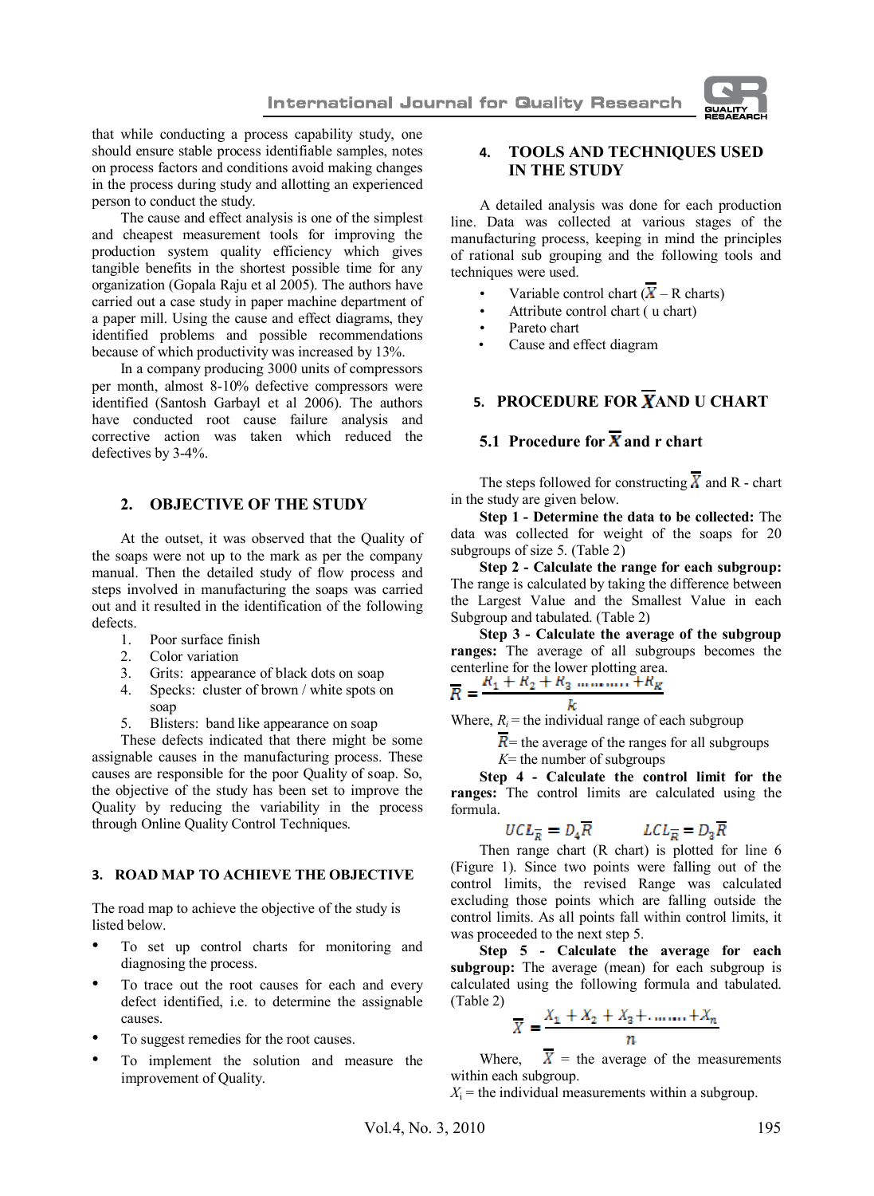that while conducting a process capability study, one should ensure stable process identifiable samples, notes on process factors and conditions avoid making changes in the process during study and allotting an experienced person to conduct the study.

The cause and effect analysis is one of the simplest and cheapest measurement tools for improving the production system quality efficiency which gives tangible benefits in the shortest possible time for any organization (Gopala Raju et al 2005). The authors have carried out a case study in paper machine department of a paper mill. Using the cause and effect diagrams, they identified problems and possible recommendations because of which productivity was increased by 13%.

In a company producing 3000 units of compressors per month, almost 8-10% defective compressors were identified (Santosh Garbayl et al 2006). The authors have conducted root cause failure analysis and corrective action was taken which reduced the defectives by 3-4%.

## 2. OBJECTIVE OF THE STUDY

At the outset, it was observed that the Quality of the soaps were not up to the mark as per the company manual. Then the detailed study of flow process and steps involved in manufacturing the soaps was carried out and it resulted in the identification of the following defects.

1. Poor surface finish
2. Color variation
3. Grits: appearance of black dots on soap
4. Specks: cluster of brown / white spots on soap
5. Blisters: band like appearance on soap

These defects indicated that there might be some assignable causes in the manufacturing process. These causes are responsible for the poor Quality of soap. So, the objective of the study has been set to improve the Quality by reducing the variability in the process through Online Quality Control Techniques.

## 3. ROAD MAP TO ACHIEVE THE OBJECTIVE

The road map to achieve the objective of the study is listed below.

- To set up control charts for monitoring and diagnosing the process.
- To trace out the root causes for each and every defect identified, i.e. to determine the assignable causes.
- To suggest remedies for the root causes.
- To implement the solution and measure the improvement of Quality.

## 4. TOOLS AND TECHNIQUES USED IN THE STUDY

A detailed analysis was done for each production line. Data was collected at various stages of the manufacturing process, keeping in mind the principles of rational sub grouping and the following tools and techniques were used.

- Variable control chart ($\overline{\overline{X}}$ – R charts)
- Attribute control chart ( u chart)
- Pareto chart
- Cause and effect diagram

## 5. PROCEDURE FOR $\overline{\overline{X}}$ AND U CHART

### 5.1 Procedure for $\overline{\overline{X}}$ and r chart

The steps followed for constructing $\overline{\overline{X}}$ and R - chart in the study are given below.

**Step 1 - Determine the data to be collected:** The data was collected for weight of the soaps for 20 subgroups of size 5. (Table 2)

**Step 2 - Calculate the range for each subgroup:** The range is calculated by taking the difference between the Largest Value and the Smallest Value in each Subgroup and tabulated. (Table 2)

**Step 3 - Calculate the average of the subgroup ranges:** The average of all subgroups becomes the centerline for the lower plotting area.

$$\overline{R} = \frac{R_1 + R_2 + R_3 \dots\dots\dots + R_K}{k}$$

Where, $R_i$ = the individual range of each subgroup

$\overline{R}$= the average of the ranges for all subgroups

$K$= the number of subgroups

**Step 4 - Calculate the control limit for the ranges:** The control limits are calculated using the formula.

$$UCL_{\overline{R}} = D_4\overline{R} \qquad LCL_{\overline{R}} = D_3\overline{R}$$

Then range chart (R chart) is plotted for line 6 (Figure 1). Since two points were falling out of the control limits, the revised Range was calculated excluding those points which are falling outside the control limits. As all points fall within control limits, it was proceeded to the next step 5.

**Step 5 - Calculate the average for each subgroup:** The average (mean) for each subgroup is calculated using the following formula and tabulated. (Table 2)

$$\overline{X} = \frac{X_1 + X_2 + X_3 + \dots\dots + X_n}{n}$$

Where, $\overline{X}$ = the average of the measurements within each subgroup.

$X_i$ = the individual measurements within a subgroup.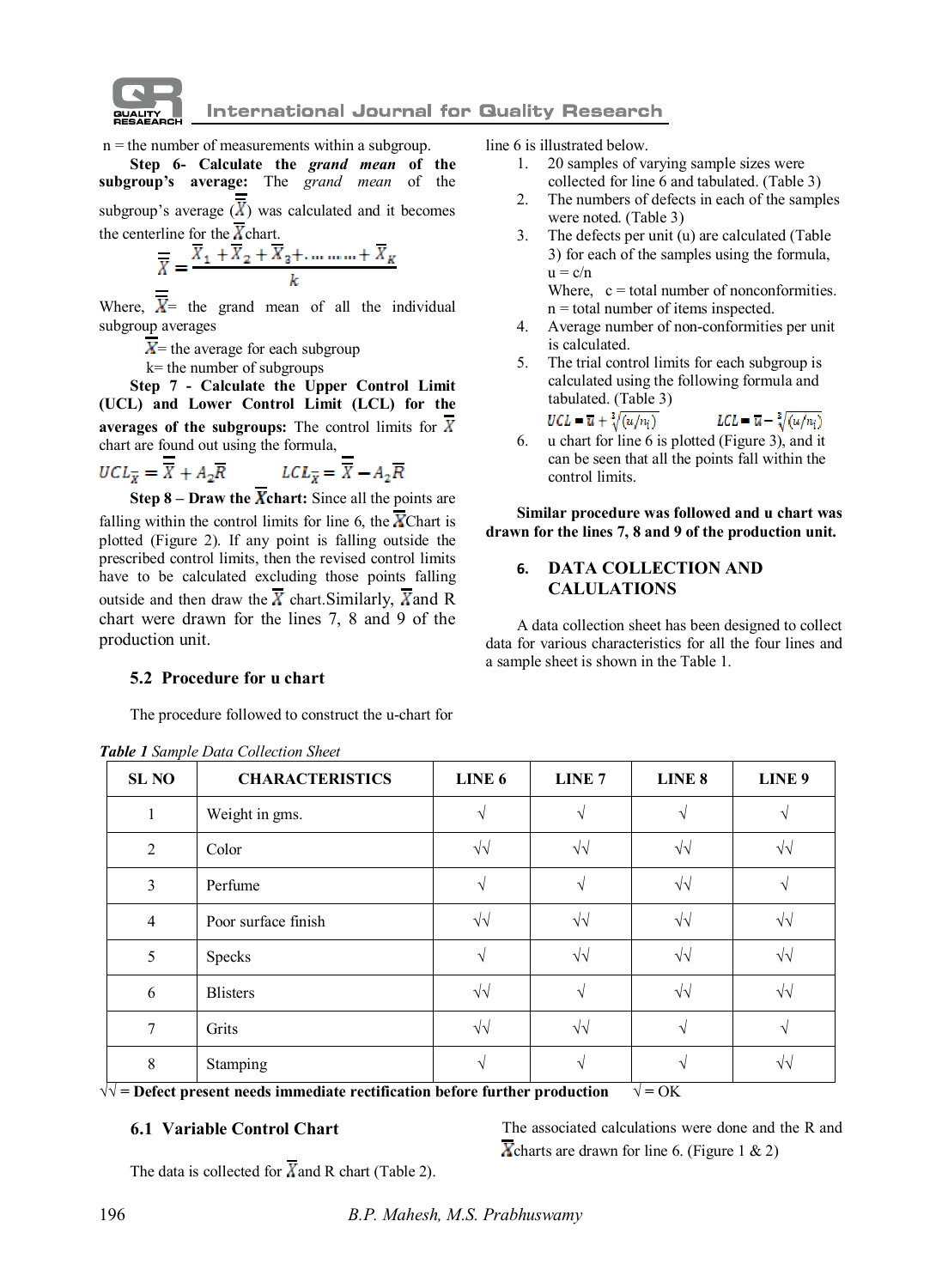n = the number of measurements within a subgroup.

**Step 6- Calculate the *grand mean* of the subgroup's average:** The *grand mean* of the subgroup's average ($\bar{\bar{X}}$) was calculated and it becomes the centerline for the $\bar{X}$ chart.

$$\bar{\bar{X}} = \frac{\bar{X}_1 + \bar{X}_2 + \bar{X}_3 + \ldots\ldots\ldots + \bar{X}_K}{k}$$

Where, $\bar{\bar{X}}$= the grand mean of all the individual subgroup averages

$\bar{X}$= the average for each subgroup

k= the number of subgroups

**Step 7 - Calculate the Upper Control Limit (UCL) and Lower Control Limit (LCL) for the averages of the subgroups:** The control limits for $\bar{X}$ chart are found out using the formula,

$$UCL_{\bar{X}} = \bar{\bar{X}} + A_2\bar{R} \qquad LCL_{\bar{X}} = \bar{\bar{X}} - A_2\bar{R}$$

**Step 8 – Draw the $\bar{X}$chart:** Since all the points are falling within the control limits for line 6, the $\bar{X}$Chart is plotted (Figure 2). If any point is falling outside the prescribed control limits, then the revised control limits have to be calculated excluding those points falling outside and then draw the $\bar{X}$ chart.Similarly, $\bar{X}$and R chart were drawn for the lines 7, 8 and 9 of the production unit.

### 5.2 Procedure for u chart

The procedure followed to construct the u-chart for line 6 is illustrated below.

1. 20 samples of varying sample sizes were collected for line 6 and tabulated. (Table 3)
2. The numbers of defects in each of the samples were noted. (Table 3)
3. The defects per unit (u) are calculated (Table 3) for each of the samples using the formula, u = c/n  
   Where, c = total number of nonconformities.  
   n = total number of items inspected.
4. Average number of non-conformities per unit is calculated.
5. The trial control limits for each subgroup is calculated using the following formula and tabulated. (Table 3)  
   $UCL = \bar{u} + 3\sqrt{(\bar{u}/n_i)}$ $\qquad LCL = \bar{u} - 3\sqrt{(\bar{u}/n_i)}$
6. u chart for line 6 is plotted (Figure 3), and it can be seen that all the points fall within the control limits.

**Similar procedure was followed and u chart was drawn for the lines 7, 8 and 9 of the production unit.**

## 6. DATA COLLECTION AND CALULATIONS

A data collection sheet has been designed to collect data for various characteristics for all the four lines and a sample sheet is shown in the Table 1.

***Table 1*** *Sample Data Collection Sheet*

| SL NO | CHARACTERISTICS | LINE 6 | LINE 7 | LINE 8 | LINE 9 |
|---|---|---|---|---|---|
| 1 | Weight in gms. | √ | √ | √ | √ |
| 2 | Color | √√ | √√ | √√ | √√ |
| 3 | Perfume | √ | √ | √√ | √ |
| 4 | Poor surface finish | √√ | √√ | √√ | √√ |
| 5 | Specks | √ | √√ | √√ | √√ |
| 6 | Blisters | √√ | √ | √√ | √√ |
| 7 | Grits | √√ | √√ | √ | √ |
| 8 | Stamping | √ | √ | √ | √√ |

**√√ = Defect present needs immediate rectification before further production** √ = OK

### 6.1 Variable Control Chart

The data is collected for $\bar{X}$and R chart (Table 2).

The associated calculations were done and the R and $\bar{X}$charts are drawn for line 6. (Figure 1 & 2)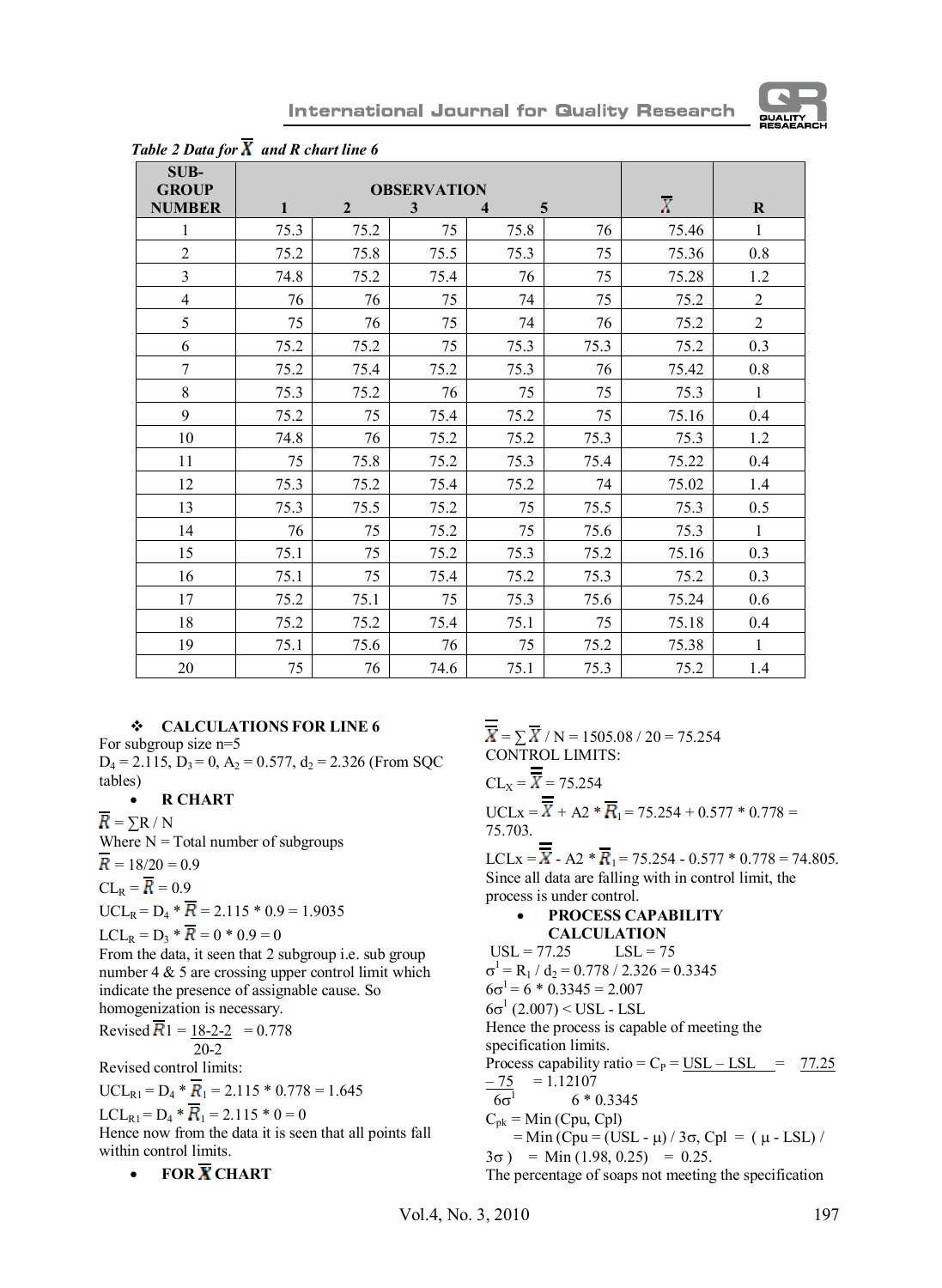*Table 2 Data for $\overline{X}$ and R chart line 6*

| SUB-GROUP NUMBER | OBSERVATION 1 | 2 | 3 | 4 | 5 | $\overline{X}$ | R |
|---|---|---|---|---|---|---|---|
| 1 | 75.3 | 75.2 | 75 | 75.8 | 76 | 75.46 | 1 |
| 2 | 75.2 | 75.8 | 75.5 | 75.3 | 75 | 75.36 | 0.8 |
| 3 | 74.8 | 75.2 | 75.4 | 76 | 75 | 75.28 | 1.2 |
| 4 | 76 | 76 | 75 | 74 | 75 | 75.2 | 2 |
| 5 | 75 | 76 | 75 | 74 | 76 | 75.2 | 2 |
| 6 | 75.2 | 75.2 | 75 | 75.3 | 75.3 | 75.2 | 0.3 |
| 7 | 75.2 | 75.4 | 75.2 | 75.3 | 76 | 75.42 | 0.8 |
| 8 | 75.3 | 75.2 | 76 | 75 | 75 | 75.3 | 1 |
| 9 | 75.2 | 75 | 75.4 | 75.2 | 75 | 75.16 | 0.4 |
| 10 | 74.8 | 76 | 75.2 | 75.2 | 75.3 | 75.3 | 1.2 |
| 11 | 75 | 75.8 | 75.2 | 75.3 | 75.4 | 75.22 | 0.4 |
| 12 | 75.3 | 75.2 | 75.4 | 75.2 | 74 | 75.02 | 1.4 |
| 13 | 75.3 | 75.5 | 75.2 | 75 | 75.5 | 75.3 | 0.5 |
| 14 | 76 | 75 | 75.2 | 75 | 75.6 | 75.3 | 1 |
| 15 | 75.1 | 75 | 75.2 | 75.3 | 75.2 | 75.16 | 0.3 |
| 16 | 75.1 | 75 | 75.4 | 75.2 | 75.3 | 75.2 | 0.3 |
| 17 | 75.2 | 75.1 | 75 | 75.3 | 75.6 | 75.24 | 0.6 |
| 18 | 75.2 | 75.2 | 75.4 | 75.1 | 75 | 75.18 | 0.4 |
| 19 | 75.1 | 75.6 | 76 | 75 | 75.2 | 75.38 | 1 |
| 20 | 75 | 76 | 74.6 | 75.1 | 75.3 | 75.2 | 1.4 |

### ❖ CALCULATIONS FOR LINE 6

For subgroup size n=5

$D_4 = 2.115$, $D_3 = 0$, $A_2 = 0.577$, $d_2 = 2.326$ (From SQC tables)

- **R CHART**

$\overline{R} = \sum R / N$

Where N = Total number of subgroups

$\overline{R} = 18/20 = 0.9$

$CL_R = \overline{R} = 0.9$

$UCL_R = D_4 * \overline{R} = 2.115 * 0.9 = 1.9035$

$LCL_R = D_3 * \overline{R} = 0 * 0.9 = 0$

From the data, it seen that 2 subgroup i.e. sub group number 4 & 5 are crossing upper control limit which indicate the presence of assignable cause. So homogenization is necessary.

Revised $\overline{R}1 = \frac{18-2-2}{20-2} = 0.778$

Revised control limits:

$UCL_{R1} = D_4 * \overline{R}_1 = 2.115 * 0.778 = 1.645$

$LCL_{R1} = D_4 * \overline{R}_1 = 2.115 * 0 = 0$

Hence now from the data it is seen that all points fall within control limits.

- **FOR $\overline{X}$ CHART**

$\overline{\overline{X}} = \sum \overline{X} / N = 1505.08 / 20 = 75.254$

CONTROL LIMITS:

$CL_X = \overline{\overline{X}} = 75.254$

$UCLx = \overline{\overline{X}} + A2 * \overline{R}_1 = 75.254 + 0.577 * 0.778 = 75.703.$

$LCLx = \overline{\overline{X}} - A2 * \overline{R}_1 = 75.254 - 0.577 * 0.778 = 74.805.$

Since all data are falling with in control limit, the process is under control.

- **PROCESS CAPABILITY CALCULATION**

USL = 77.25 LSL = 75

$\sigma^1 = R_1 / d_2 = 0.778 / 2.326 = 0.3345$

$6\sigma^1 = 6 * 0.3345 = 2.007$

$6\sigma^1$ (2.007) < USL - LSL

Hence the process is capable of meeting the specification limits.

Process capability ratio = $C_P = \frac{USL - LSL}{6\sigma^1} = \frac{77.25 - 75}{6 * 0.3345} = 1.12107$

$C_{pk} = \text{Min}(C_{pu}, C_{pl})$

$= \text{Min}(C_{pu} = (USL - \mu) / 3\sigma, C_{pl} = (\mu - LSL) / 3\sigma) = \text{Min}(1.98, 0.25) = 0.25.$

The percentage of soaps not meeting the specification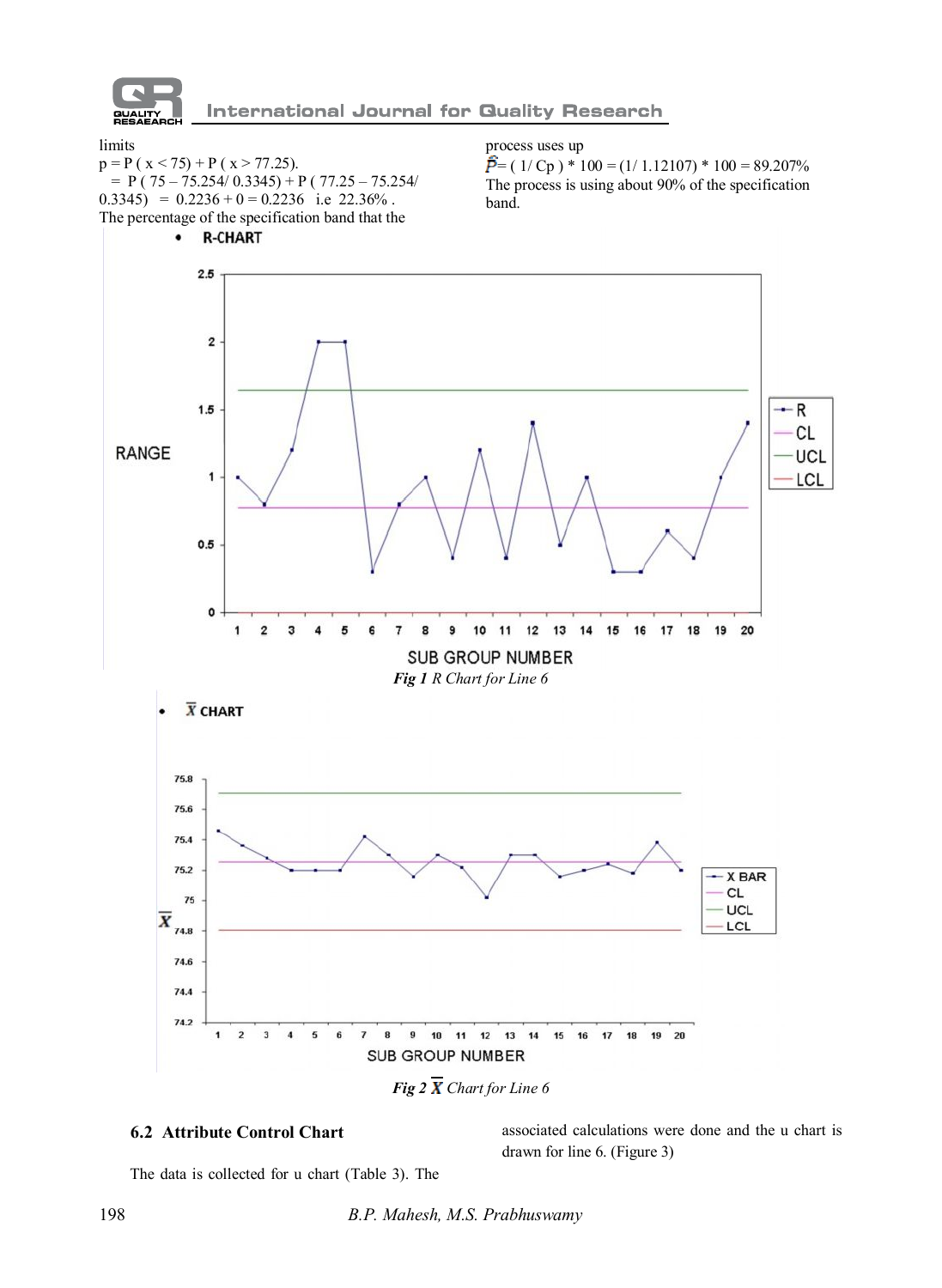limits

$p = P(x < 75) + P(x > 77.25)$.

$= P(75 – 75.254/ 0.3345) + P(77.25 – 75.254/ 0.3345) = 0.2236 + 0 = 0.2236$ i.e 22.36% .

The percentage of the specification band that the process uses up

$\hat{P} = (1/ Cp) * 100 = (1/ 1.12107) * 100 = 89.207\%$

The process is using about 90% of the specification band.

- **R-CHART**

*Fig 1* R Chart for Line 6

- **$\bar{X}$ CHART**

*Fig 2* $\bar{X}$ Chart for Line 6

### 6.2 Attribute Control Chart

The data is collected for u chart (Table 3). The associated calculations were done and the u chart is drawn for line 6. (Figure 3)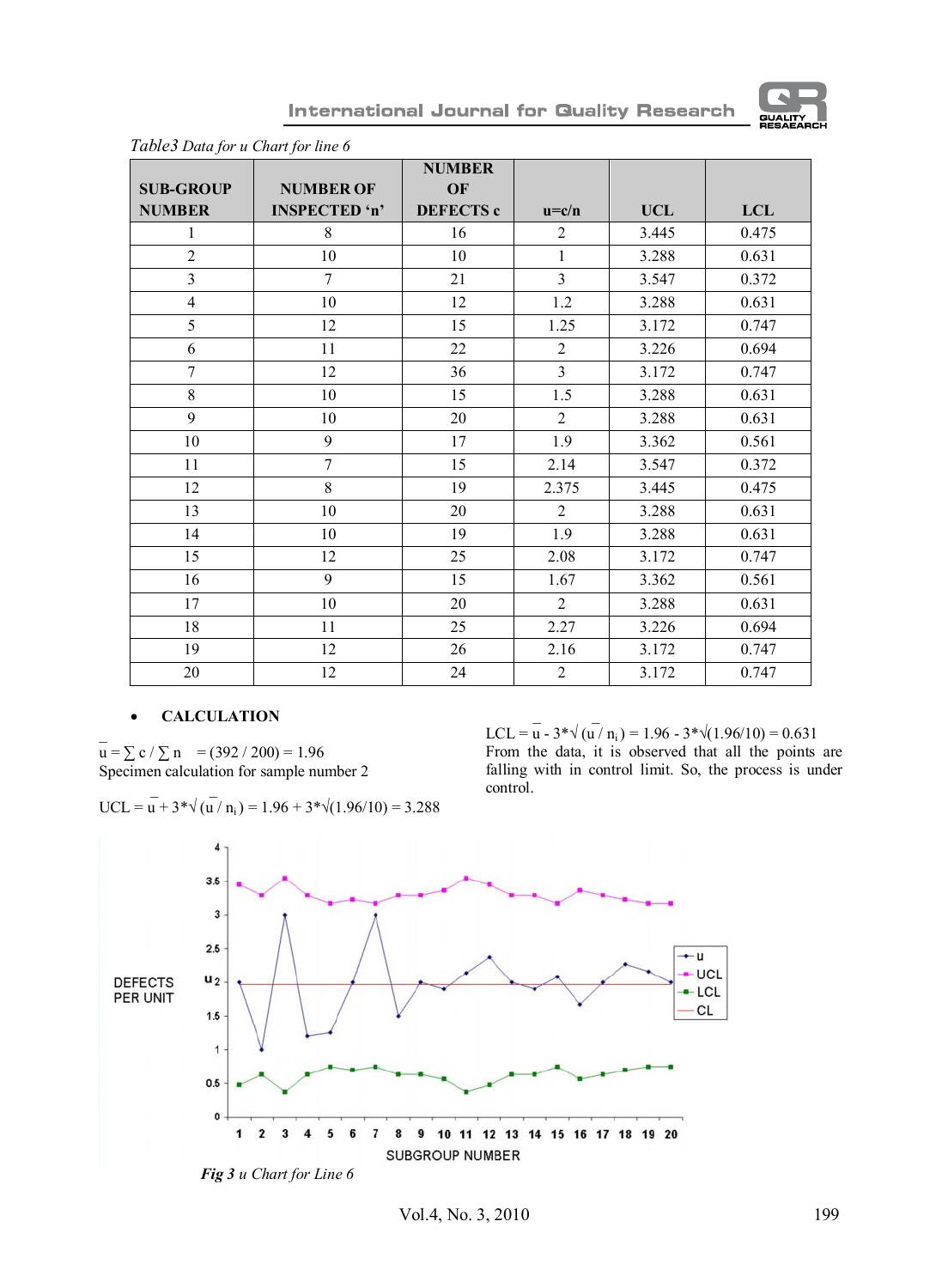*Table3 Data for u Chart for line 6*

| SUB-GROUP NUMBER | NUMBER OF INSPECTED 'n' | NUMBER OF DEFECTS c | u=c/n | UCL | LCL |
|---|---|---|---|---|---|
| 1 | 8 | 16 | 2 | 3.445 | 0.475 |
| 2 | 10 | 10 | 1 | 3.288 | 0.631 |
| 3 | 7 | 21 | 3 | 3.547 | 0.372 |
| 4 | 10 | 12 | 1.2 | 3.288 | 0.631 |
| 5 | 12 | 15 | 1.25 | 3.172 | 0.747 |
| 6 | 11 | 22 | 2 | 3.226 | 0.694 |
| 7 | 12 | 36 | 3 | 3.172 | 0.747 |
| 8 | 10 | 15 | 1.5 | 3.288 | 0.631 |
| 9 | 10 | 20 | 2 | 3.288 | 0.631 |
| 10 | 9 | 17 | 1.9 | 3.362 | 0.561 |
| 11 | 7 | 15 | 2.14 | 3.547 | 0.372 |
| 12 | 8 | 19 | 2.375 | 3.445 | 0.475 |
| 13 | 10 | 20 | 2 | 3.288 | 0.631 |
| 14 | 10 | 19 | 1.9 | 3.288 | 0.631 |
| 15 | 12 | 25 | 2.08 | 3.172 | 0.747 |
| 16 | 9 | 15 | 1.67 | 3.362 | 0.561 |
| 17 | 10 | 20 | 2 | 3.288 | 0.631 |
| 18 | 11 | 25 | 2.27 | 3.226 | 0.694 |
| 19 | 12 | 26 | 2.16 | 3.172 | 0.747 |
| 20 | 12 | 24 | 2 | 3.172 | 0.747 |

- **CALCULATION**

$\bar{u} = \sum c / \sum n = (392 / 200) = 1.96$

Specimen calculation for sample number 2

$UCL = \bar{u} + 3*\sqrt{(\bar{u} / n_i)} = 1.96 + 3*\sqrt{(1.96/10)} = 3.288$

$LCL = \bar{u} - 3*\sqrt{(\bar{u} / n_i)} = 1.96 - 3*\sqrt{(1.96/10)} = 0.631$

From the data, it is observed that all the points are falling with in control limit. So, the process is under control.

***Fig 3*** *u Chart for Line 6*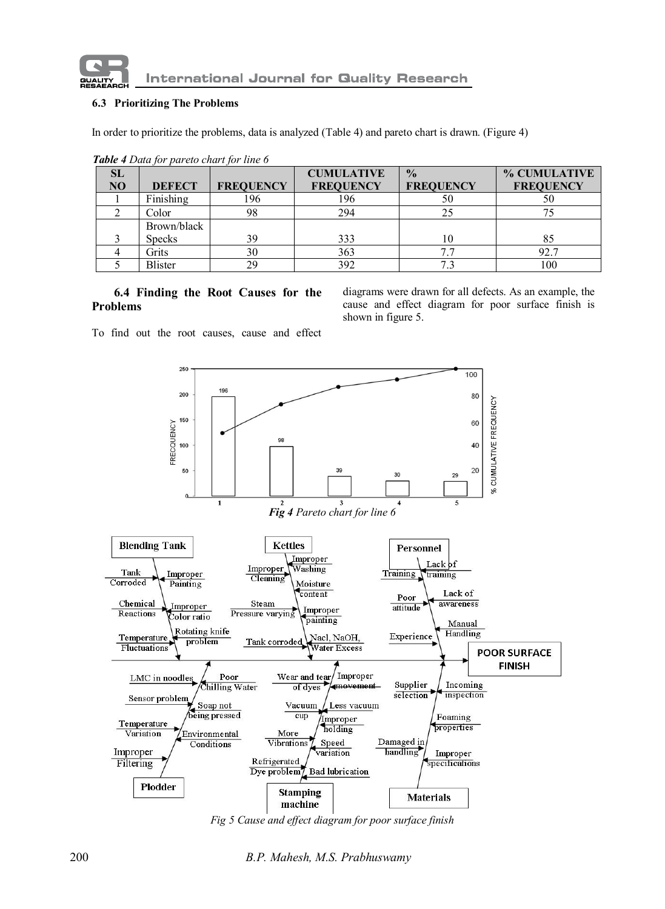### 6.3 Prioritizing The Problems

In order to prioritize the problems, data is analyzed (Table 4) and pareto chart is drawn. (Figure 4)

***Table 4*** *Data for pareto chart for line 6*

| SL NO | DEFECT | FREQUENCY | CUMULATIVE FREQUENCY | % FREQUENCY | % CUMULATIVE FREQUENCY |
|---|---|---|---|---|---|
| 1 | Finishing | 196 | 196 | 50 | 50 |
| 2 | Color | 98 | 294 | 25 | 75 |
| 3 | Brown/black Specks | 39 | 333 | 10 | 85 |
| 4 | Grits | 30 | 363 | 7.7 | 92.7 |
| 5 | Blister | 29 | 392 | 7.3 | 100 |

### 6.4 Finding the Root Causes for the Problems

To find out the root causes, cause and effect diagrams were drawn for all defects. As an example, the cause and effect diagram for poor surface finish is shown in figure 5.

***Fig 4*** *Pareto chart for line 6*

*Fig 5 Cause and effect diagram for poor surface finish*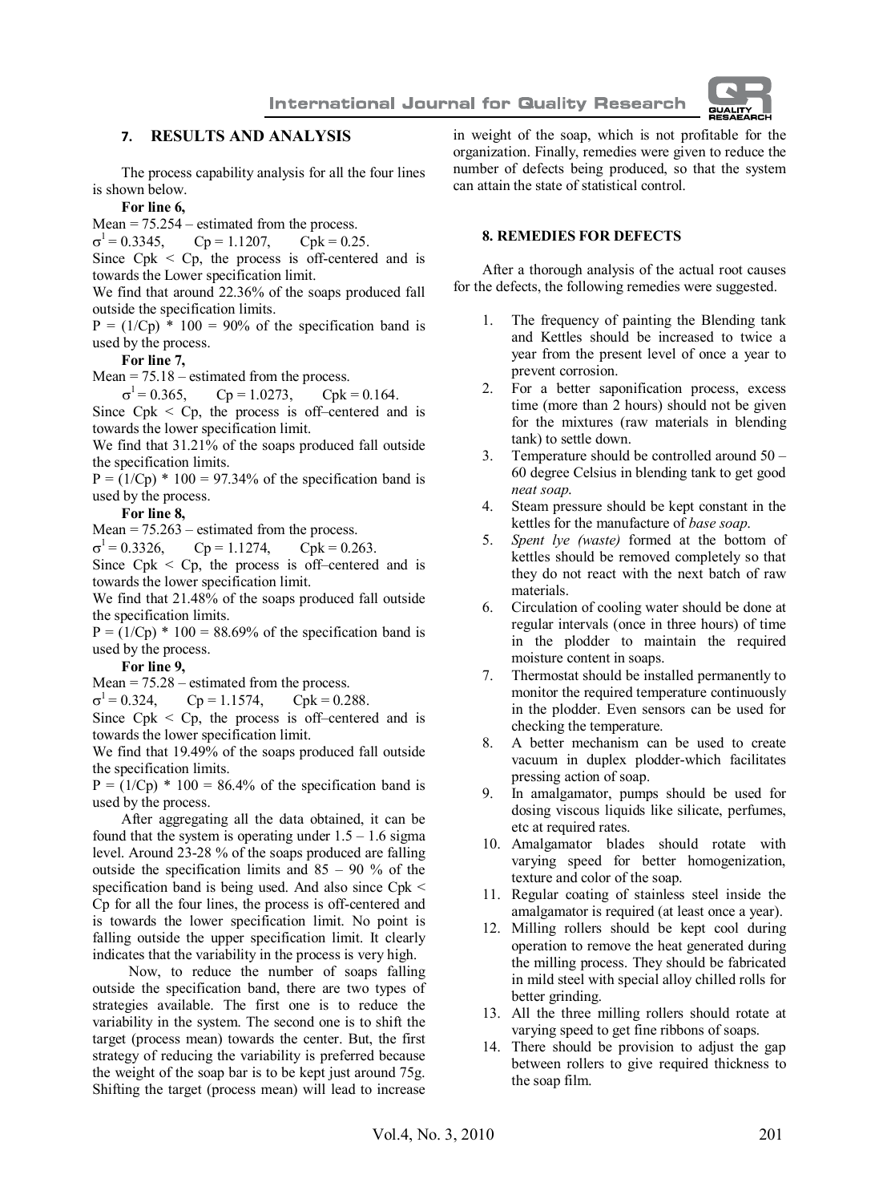## 7. RESULTS AND ANALYSIS

The process capability analysis for all the four lines is shown below.

**For line 6,**

Mean = 75.254 – estimated from the process.

$\sigma^1 = 0.3345$, $Cp = 1.1207$, $Cpk = 0.25$.

Since Cpk < Cp, the process is off-centered and is towards the Lower specification limit.

We find that around 22.36% of the soaps produced fall outside the specification limits.

$P = (1/Cp) * 100 = 90\%$ of the specification band is used by the process.

**For line 7,**

Mean = 75.18 – estimated from the process.

$\sigma^1 = 0.365$, $Cp = 1.0273$, $Cpk = 0.164$.

Since Cpk < Cp, the process is off–centered and is towards the lower specification limit.

We find that 31.21% of the soaps produced fall outside the specification limits.

$P = (1/Cp) * 100 = 97.34\%$ of the specification band is used by the process.

**For line 8,**

Mean = 75.263 – estimated from the process.

$\sigma^1 = 0.3326$, $Cp = 1.1274$, $Cpk = 0.263$.

Since Cpk < Cp, the process is off–centered and is towards the lower specification limit.

We find that 21.48% of the soaps produced fall outside the specification limits.

$P = (1/Cp) * 100 = 88.69\%$ of the specification band is used by the process.

**For line 9,**

Mean = 75.28 – estimated from the process.

$\sigma^1 = 0.324$, $Cp = 1.1574$, $Cpk = 0.288$.

Since Cpk < Cp, the process is off–centered and is towards the lower specification limit.

We find that 19.49% of the soaps produced fall outside the specification limits.

$P = (1/Cp) * 100 = 86.4\%$ of the specification band is used by the process.

After aggregating all the data obtained, it can be found that the system is operating under 1.5 – 1.6 sigma level. Around 23-28 % of the soaps produced are falling outside the specification limits and 85 – 90 % of the specification band is being used. And also since Cpk < Cp for all the four lines, the process is off-centered and is towards the lower specification limit. No point is falling outside the upper specification limit. It clearly indicates that the variability in the process is very high.

Now, to reduce the number of soaps falling outside the specification band, there are two types of strategies available. The first one is to reduce the variability in the system. The second one is to shift the target (process mean) towards the center. But, the first strategy of reducing the variability is preferred because the weight of the soap bar is to be kept just around 75g. Shifting the target (process mean) will lead to increase in weight of the soap, which is not profitable for the organization. Finally, remedies were given to reduce the number of defects being produced, so that the system can attain the state of statistical control.

## 8. REMEDIES FOR DEFECTS

After a thorough analysis of the actual root causes for the defects, the following remedies were suggested.

1. The frequency of painting the Blending tank and Kettles should be increased to twice a year from the present level of once a year to prevent corrosion.
2. For a better saponification process, excess time (more than 2 hours) should not be given for the mixtures (raw materials in blending tank) to settle down.
3. Temperature should be controlled around 50 – 60 degree Celsius in blending tank to get good *neat soap*.
4. Steam pressure should be kept constant in the kettles for the manufacture of *base soap*.
5. *Spent lye (waste)* formed at the bottom of kettles should be removed completely so that they do not react with the next batch of raw materials.
6. Circulation of cooling water should be done at regular intervals (once in three hours) of time in the plodder to maintain the required moisture content in soaps.
7. Thermostat should be installed permanently to monitor the required temperature continuously in the plodder. Even sensors can be used for checking the temperature.
8. A better mechanism can be used to create vacuum in duplex plodder-which facilitates pressing action of soap.
9. In amalgamator, pumps should be used for dosing viscous liquids like silicate, perfumes, etc at required rates.
10. Amalgamator blades should rotate with varying speed for better homogenization, texture and color of the soap.
11. Regular coating of stainless steel inside the amalgamator is required (at least once a year).
12. Milling rollers should be kept cool during operation to remove the heat generated during the milling process. They should be fabricated in mild steel with special alloy chilled rolls for better grinding.
13. All the three milling rollers should rotate at varying speed to get fine ribbons of soaps.
14. There should be provision to adjust the gap between rollers to give required thickness to the soap film.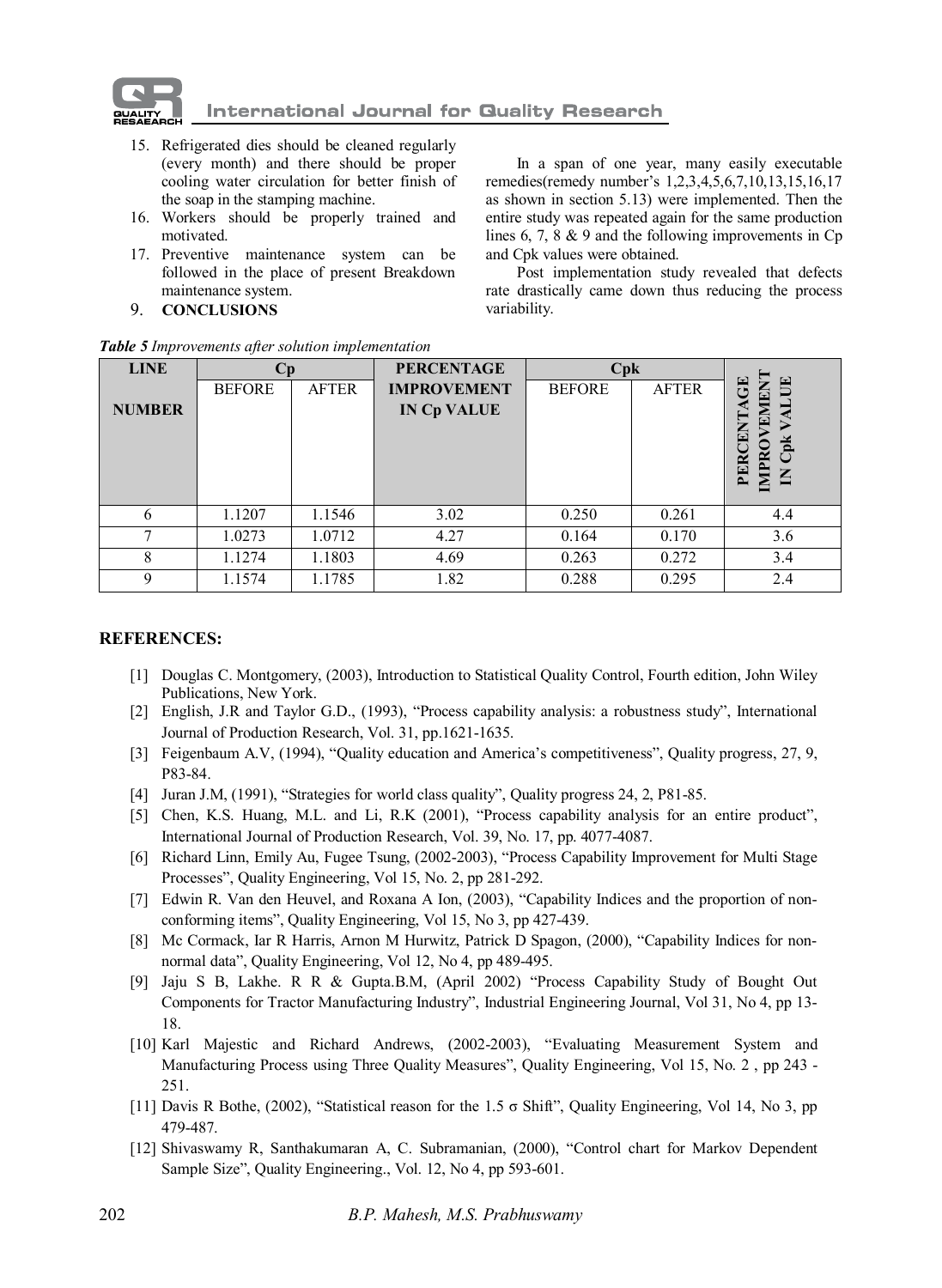15. Refrigerated dies should be cleaned regularly (every month) and there should be proper cooling water circulation for better finish of the soap in the stamping machine.
16. Workers should be properly trained and motivated.
17. Preventive maintenance system can be followed in the place of present Breakdown maintenance system.

## 9. CONCLUSIONS

In a span of one year, many easily executable remedies(remedy number's 1,2,3,4,5,6,7,10,13,15,16,17 as shown in section 5.13) were implemented. Then the entire study was repeated again for the same production lines 6, 7, 8 & 9 and the following improvements in Cp and Cpk values were obtained.

Post implementation study revealed that defects rate drastically came down thus reducing the process variability.

***Table 5*** *Improvements after solution implementation*

| LINE NUMBER | Cp | | PERCENTAGE IMPROVEMENT IN Cp VALUE | Cpk | | PERCENTAGE IMPROVEMENT IN Cpk VALUE |
|---|---|---|---|---|---|---|
| | BEFORE | AFTER | | BEFORE | AFTER | |
| 6 | 1.1207 | 1.1546 | 3.02 | 0.250 | 0.261 | 4.4 |
| 7 | 1.0273 | 1.0712 | 4.27 | 0.164 | 0.170 | 3.6 |
| 8 | 1.1274 | 1.1803 | 4.69 | 0.263 | 0.272 | 3.4 |
| 9 | 1.1574 | 1.1785 | 1.82 | 0.288 | 0.295 | 2.4 |

## REFERENCES:

[1] Douglas C. Montgomery, (2003), Introduction to Statistical Quality Control, Fourth edition, John Wiley Publications, New York.

[2] English, J.R and Taylor G.D., (1993), "Process capability analysis: a robustness study", International Journal of Production Research, Vol. 31, pp.1621-1635.

[3] Feigenbaum A.V, (1994), "Quality education and America's competitiveness", Quality progress, 27, 9, P83-84.

[4] Juran J.M, (1991), "Strategies for world class quality", Quality progress 24, 2, P81-85.

[5] Chen, K.S. Huang, M.L. and Li, R.K (2001), "Process capability analysis for an entire product", International Journal of Production Research, Vol. 39, No. 17, pp. 4077-4087.

[6] Richard Linn, Emily Au, Fugee Tsung, (2002-2003), "Process Capability Improvement for Multi Stage Processes", Quality Engineering, Vol 15, No. 2, pp 281-292.

[7] Edwin R. Van den Heuvel, and Roxana A Ion, (2003), "Capability Indices and the proportion of non-conforming items", Quality Engineering, Vol 15, No 3, pp 427-439.

[8] Mc Cormack, Iar R Harris, Arnon M Hurwitz, Patrick D Spagon, (2000), "Capability Indices for non-normal data", Quality Engineering, Vol 12, No 4, pp 489-495.

[9] Jaju S B, Lakhe. R R & Gupta.B.M, (April 2002) "Process Capability Study of Bought Out Components for Tractor Manufacturing Industry", Industrial Engineering Journal, Vol 31, No 4, pp 13-18.

[10] Karl Majestic and Richard Andrews, (2002-2003), "Evaluating Measurement System and Manufacturing Process using Three Quality Measures", Quality Engineering, Vol 15, No. 2 , pp 243 - 251.

[11] Davis R Bothe, (2002), "Statistical reason for the 1.5 σ Shift", Quality Engineering, Vol 14, No 3, pp 479-487.

[12] Shivaswamy R, Santhakumaran A, C. Subramanian, (2000), "Control chart for Markov Dependent Sample Size", Quality Engineering., Vol. 12, No 4, pp 593-601.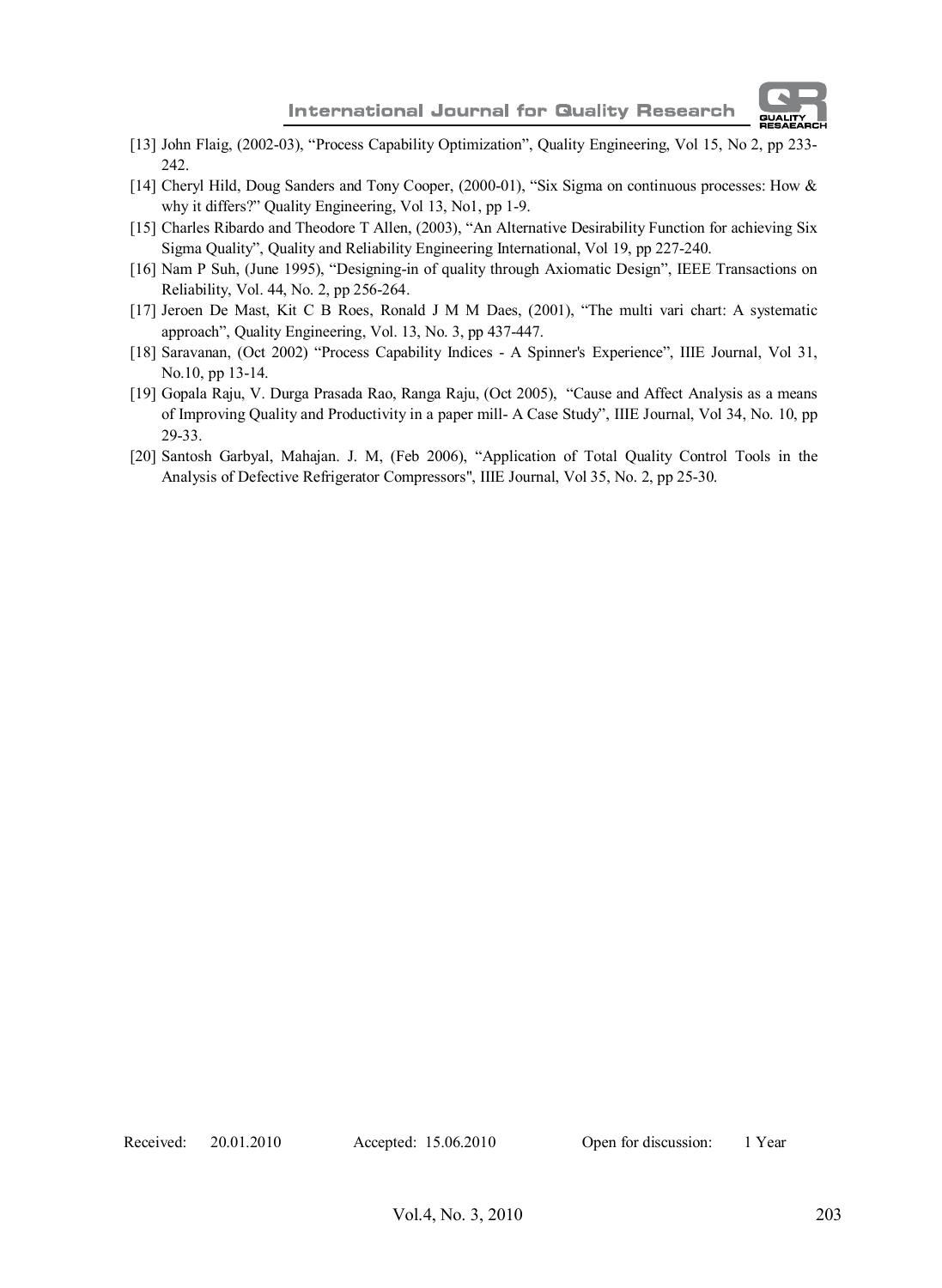[13] John Flaig, (2002-03), "Process Capability Optimization", Quality Engineering, Vol 15, No 2, pp 233-242.

[14] Cheryl Hild, Doug Sanders and Tony Cooper, (2000-01), "Six Sigma on continuous processes: How & why it differs?" Quality Engineering, Vol 13, No1, pp 1-9.

[15] Charles Ribardo and Theodore T Allen, (2003), "An Alternative Desirability Function for achieving Six Sigma Quality", Quality and Reliability Engineering International, Vol 19, pp 227-240.

[16] Nam P Suh, (June 1995), "Designing-in of quality through Axiomatic Design", IEEE Transactions on Reliability, Vol. 44, No. 2, pp 256-264.

[17] Jeroen De Mast, Kit C B Roes, Ronald J M M Daes, (2001), "The multi vari chart: A systematic approach", Quality Engineering, Vol. 13, No. 3, pp 437-447.

[18] Saravanan, (Oct 2002) "Process Capability Indices - A Spinner's Experience", IIIE Journal, Vol 31, No.10, pp 13-14.

[19] Gopala Raju, V. Durga Prasada Rao, Ranga Raju, (Oct 2005), "Cause and Affect Analysis as a means of Improving Quality and Productivity in a paper mill- A Case Study", IIIE Journal, Vol 34, No. 10, pp 29-33.

[20] Santosh Garbyal, Mahajan. J. M, (Feb 2006), "Application of Total Quality Control Tools in the Analysis of Defective Refrigerator Compressors", IIIE Journal, Vol 35, No. 2, pp 25-30.

Received: 20.01.2010 Accepted: 15.06.2010 Open for discussion: 1 Year